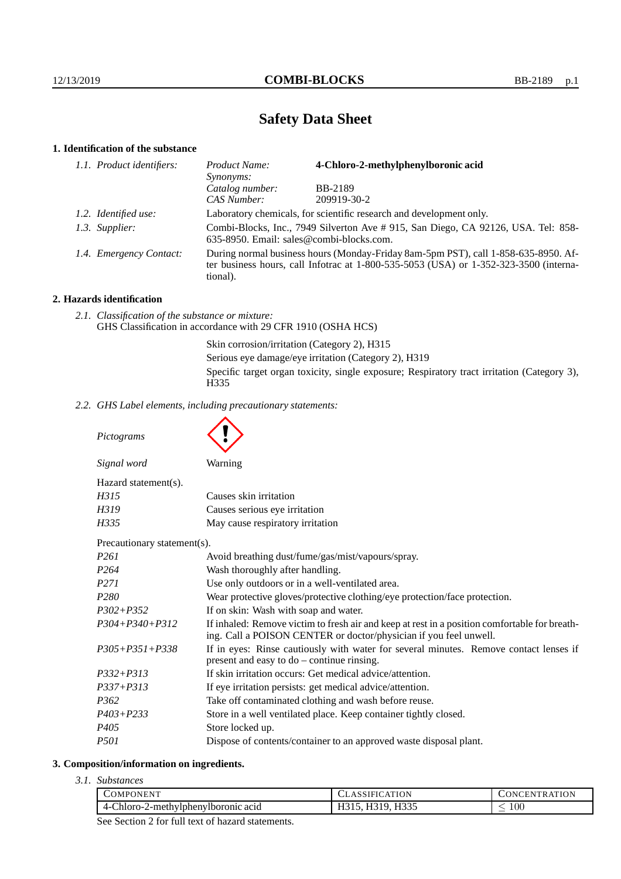# Safety Data Sheet

## 1. Identification of the substance

| | | |
|---|---|---|
| *1.1. Product identifiers:* | *Product Name:* | **4-Chloro-2-methylphenylboronic acid** |
| | *Synonyms:* | |
| | *Catalog number:* | BB-2189 |
| | *CAS Number:* | 209919-30-2 |
| *1.2. Identified use:* | Laboratory chemicals, for scientific research and development only. | |
| *1.3. Supplier:* | Combi-Blocks, Inc., 7949 Silverton Ave # 915, San Diego, CA 92126, USA. Tel: 858-635-8950. Email: sales@combi-blocks.com. | |
| *1.4. Emergency Contact:* | During normal business hours (Monday-Friday 8am-5pm PST), call 1-858-635-8950. After business hours, call Infotrac at 1-800-535-5053 (USA) or 1-352-323-3500 (international). | |

## 2. Hazards identification

*2.1. Classification of the substance or mixture:*
GHS Classification in accordance with 29 CFR 1910 (OSHA HCS)

Skin corrosion/irritation (Category 2), H315
Serious eye damage/eye irritation (Category 2), H319
Specific target organ toxicity, single exposure; Respiratory tract irritation (Category 3), H335

*2.2. GHS Label elements, including precautionary statements:*

*Pictograms*

*Signal word* Warning

Hazard statement(s).

| | |
|---|---|
| *H315* | Causes skin irritation |
| *H319* | Causes serious eye irritation |
| *H335* | May cause respiratory irritation |

Precautionary statement(s).

| | |
|---|---|
| *P261* | Avoid breathing dust/fume/gas/mist/vapours/spray. |
| *P264* | Wash thoroughly after handling. |
| *P271* | Use only outdoors or in a well-ventilated area. |
| *P280* | Wear protective gloves/protective clothing/eye protection/face protection. |
| *P302+P352* | If on skin: Wash with soap and water. |
| *P304+P340+P312* | If inhaled: Remove victim to fresh air and keep at rest in a position comfortable for breathing. Call a POISON CENTER or doctor/physician if you feel unwell. |
| *P305+P351+P338* | If in eyes: Rinse cautiously with water for several minutes. Remove contact lenses if present and easy to do – continue rinsing. |
| *P332+P313* | If skin irritation occurs: Get medical advice/attention. |
| *P337+P313* | If eye irritation persists: get medical advice/attention. |
| *P362* | Take off contaminated clothing and wash before reuse. |
| *P403+P233* | Store in a well ventilated place. Keep container tightly closed. |
| *P405* | Store locked up. |
| *P501* | Dispose of contents/container to an approved waste disposal plant. |

## 3. Composition/information on ingredients.

*3.1. Substances*

| Component | Classification | Concentration |
|---|---|---|
| 4-Chloro-2-methylphenylboronic acid | H315, H319, H335 | $\leq 100$ |

See Section 2 for full text of hazard statements.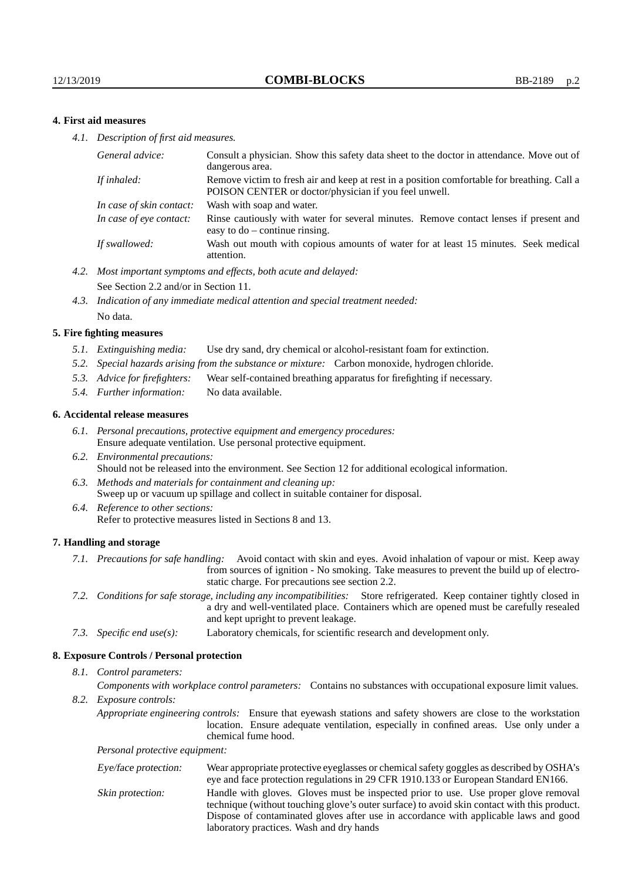## 4. First aid measures

*4.1. Description of first aid measures.*

| | |
|---|---|
| *General advice:* | Consult a physician. Show this safety data sheet to the doctor in attendance. Move out of dangerous area. |
| *If inhaled:* | Remove victim to fresh air and keep at rest in a position comfortable for breathing. Call a POISON CENTER or doctor/physician if you feel unwell. |
| *In case of skin contact:* | Wash with soap and water. |
| *In case of eye contact:* | Rinse cautiously with water for several minutes. Remove contact lenses if present and easy to do – continue rinsing. |
| *If swallowed:* | Wash out mouth with copious amounts of water for at least 15 minutes. Seek medical attention. |

*4.2. Most important symptoms and effects, both acute and delayed:*
See Section 2.2 and/or in Section 11.

*4.3. Indication of any immediate medical attention and special treatment needed:*
No data.

## 5. Fire fighting measures

*5.1. Extinguishing media:* Use dry sand, dry chemical or alcohol-resistant foam for extinction.

*5.2. Special hazards arising from the substance or mixture:* Carbon monoxide, hydrogen chloride.

*5.3. Advice for firefighters:* Wear self-contained breathing apparatus for firefighting if necessary.

*5.4. Further information:* No data available.

## 6. Accidental release measures

*6.1. Personal precautions, protective equipment and emergency procedures:*
Ensure adequate ventilation. Use personal protective equipment.

*6.2. Environmental precautions:*
Should not be released into the environment. See Section 12 for additional ecological information.

*6.3. Methods and materials for containment and cleaning up:*
Sweep up or vacuum up spillage and collect in suitable container for disposal.

*6.4. Reference to other sections:*
Refer to protective measures listed in Sections 8 and 13.

## 7. Handling and storage

*7.1. Precautions for safe handling:* Avoid contact with skin and eyes. Avoid inhalation of vapour or mist. Keep away from sources of ignition - No smoking. Take measures to prevent the build up of electrostatic charge. For precautions see section 2.2.

*7.2. Conditions for safe storage, including any incompatibilities:* Store refrigerated. Keep container tightly closed in a dry and well-ventilated place. Containers which are opened must be carefully resealed and kept upright to prevent leakage.

*7.3. Specific end use(s):* Laboratory chemicals, for scientific research and development only.

## 8. Exposure Controls / Personal protection

*8.1. Control parameters:*

*Components with workplace control parameters:* Contains no substances with occupational exposure limit values.

*8.2. Exposure controls:*

*Appropriate engineering controls:* Ensure that eyewash stations and safety showers are close to the workstation location. Ensure adequate ventilation, especially in confined areas. Use only under a chemical fume hood.

*Personal protective equipment:*

| | |
|---|---|
| *Eye/face protection:* | Wear appropriate protective eyeglasses or chemical safety goggles as described by OSHA's eye and face protection regulations in 29 CFR 1910.133 or European Standard EN166. |
| *Skin protection:* | Handle with gloves. Gloves must be inspected prior to use. Use proper glove removal technique (without touching glove's outer surface) to avoid skin contact with this product. Dispose of contaminated gloves after use in accordance with applicable laws and good laboratory practices. Wash and dry hands |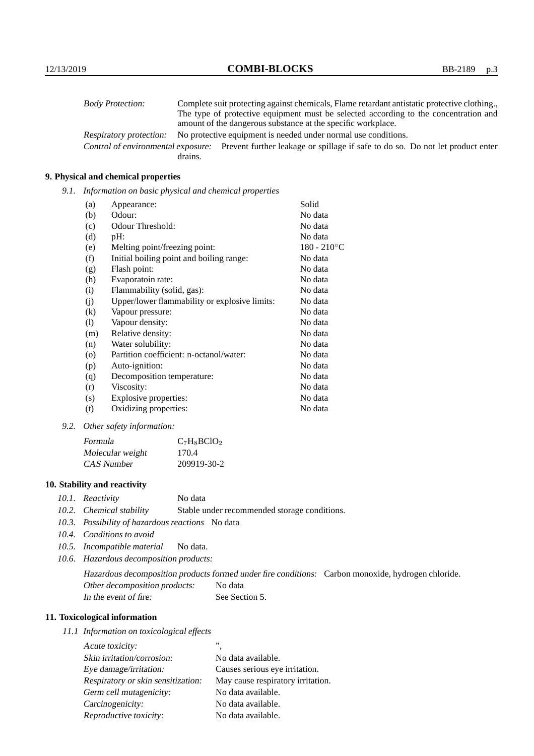| | |
|---|---|
| *Body Protection:* | Complete suit protecting against chemicals, Flame retardant antistatic protective clothing., The type of protective equipment must be selected according to the concentration and amount of the dangerous substance at the specific workplace. |
| *Respiratory protection:* | No protective equipment is needed under normal use conditions. |
| *Control of environmental exposure:* | Prevent further leakage or spillage if safe to do so. Do not let product enter drains. |

## 9. Physical and chemical properties

*9.1. Information on basic physical and chemical properties*

| | | |
|---|---|---|
| (a) | Appearance: | Solid |
| (b) | Odour: | No data |
| (c) | Odour Threshold: | No data |
| (d) | pH: | No data |
| (e) | Melting point/freezing point: | 180 - 210°C |
| (f) | Initial boiling point and boiling range: | No data |
| (g) | Flash point: | No data |
| (h) | Evaporatoin rate: | No data |
| (i) | Flammability (solid, gas): | No data |
| (j) | Upper/lower flammability or explosive limits: | No data |
| (k) | Vapour pressure: | No data |
| (l) | Vapour density: | No data |
| (m) | Relative density: | No data |
| (n) | Water solubility: | No data |
| (o) | Partition coefficient: n-octanol/water: | No data |
| (p) | Auto-ignition: | No data |
| (q) | Decomposition temperature: | No data |
| (r) | Viscosity: | No data |
| (s) | Explosive properties: | No data |
| (t) | Oxidizing properties: | No data |

*9.2. Other safety information:*

| | |
|---|---|
| *Formula* | $C_7H_8BClO_2$ |
| *Molecular weight* | 170.4 |
| *CAS Number* | 209919-30-2 |

## 10. Stability and reactivity

*10.1. Reactivity* No data

*10.2. Chemical stability* Stable under recommended storage conditions.

*10.3. Possibility of hazardous reactions* No data

*10.4. Conditions to avoid*

*10.5. Incompatible material* No data.

*10.6. Hazardous decomposition products:*

*Hazardous decomposition products formed under fire conditions:* Carbon monoxide, hydrogen chloride.

*Other decomposition products:* No data

*In the event of fire:* See Section 5.

## 11. Toxicological information

*11.1 Information on toxicological effects*

| | |
|---|---|
| *Acute toxicity:* | ”, |
| *Skin irritation/corrosion:* | No data available. |
| *Eye damage/irritation:* | Causes serious eye irritation. |
| *Respiratory or skin sensitization:* | May cause respiratory irritation. |
| *Germ cell mutagenicity:* | No data available. |
| *Carcinogenicity:* | No data available. |
| *Reproductive toxicity:* | No data available. |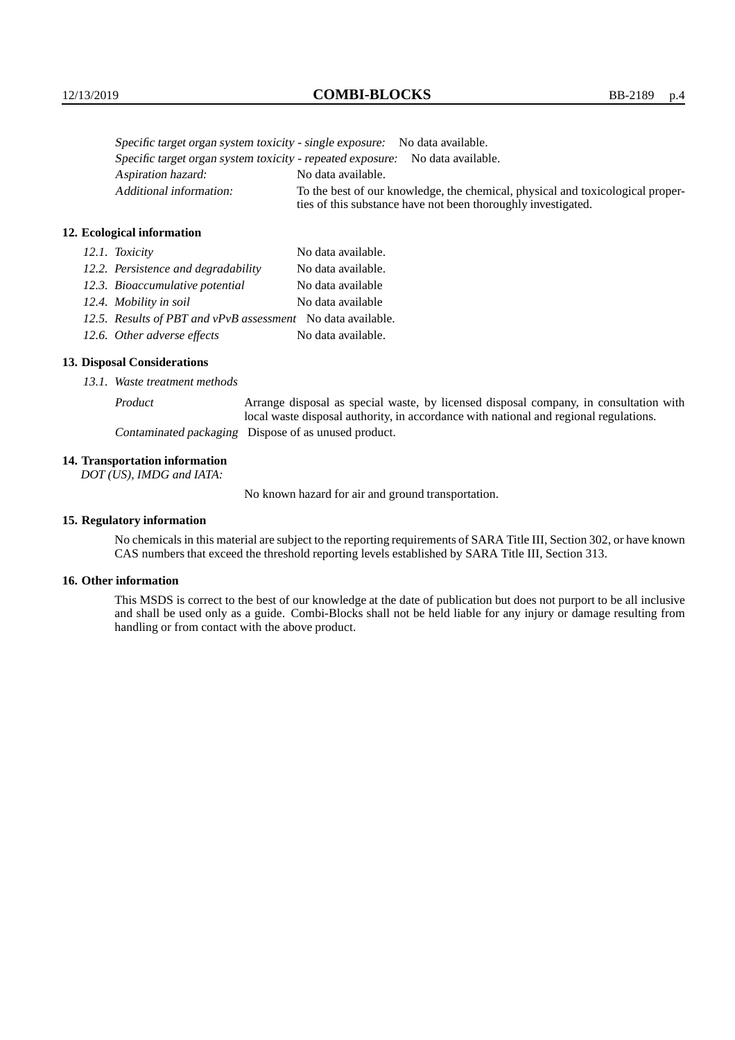*Specific target organ system toxicity - single exposure:* No data available.

*Specific target organ system toxicity - repeated exposure:* No data available.

*Aspiration hazard:* No data available.

*Additional information:* To the best of our knowledge, the chemical, physical and toxicological properties of this substance have not been thoroughly investigated.

### 12. Ecological information

| | |
|---|---|
| *12.1. Toxicity* | No data available. |
| *12.2. Persistence and degradability* | No data available. |
| *12.3. Bioaccumulative potential* | No data available |
| *12.4. Mobility in soil* | No data available |
| *12.5. Results of PBT and vPvB assessment* | No data available. |
| *12.6. Other adverse effects* | No data available. |

### 13. Disposal Considerations

*13.1. Waste treatment methods*

*Product* Arrange disposal as special waste, by licensed disposal company, in consultation with local waste disposal authority, in accordance with national and regional regulations.

*Contaminated packaging* Dispose of as unused product.

### 14. Transportation information

*DOT (US), IMDG and IATA:*

No known hazard for air and ground transportation.

### 15. Regulatory information

No chemicals in this material are subject to the reporting requirements of SARA Title III, Section 302, or have known CAS numbers that exceed the threshold reporting levels established by SARA Title III, Section 313.

### 16. Other information

This MSDS is correct to the best of our knowledge at the date of publication but does not purport to be all inclusive and shall be used only as a guide. Combi-Blocks shall not be held liable for any injury or damage resulting from handling or from contact with the above product.